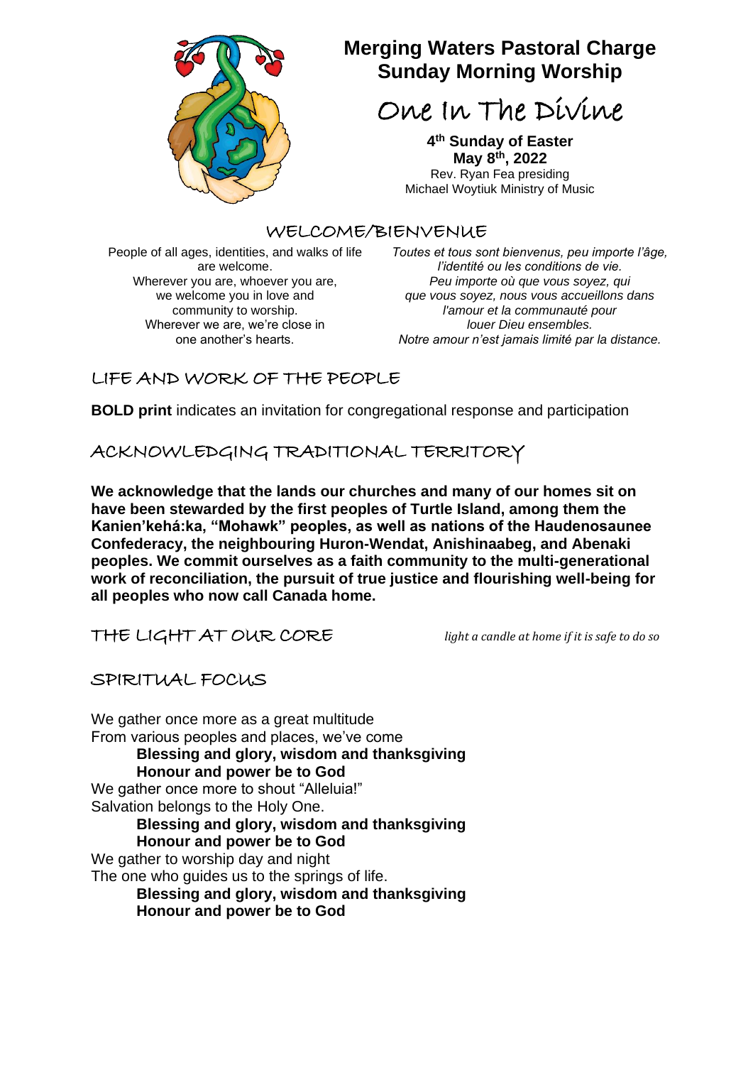# Merging Waters Pastoral Charge
# Sunday Morning Worship

## One In The Divine

**4th Sunday of Easter**
**May 8th, 2022**
Rev. Ryan Fea presiding
Michael Woytiuk Ministry of Music

## WELCOME/BIENVENUE

People of all ages, identities, and walks of life are welcome.
Wherever you are, whoever you are, we welcome you in love and community to worship.
Wherever we are, we're close in one another's hearts.

*Toutes et tous sont bienvenus, peu importe l'âge, l'identité ou les conditions de vie.*
*Peu importe où que vous soyez, qui que vous soyez, nous vous accueillons dans l'amour et la communauté pour louer Dieu ensembles.*
*Notre amour n'est jamais limité par la distance.*

## LIFE AND WORK OF THE PEOPLE

**BOLD print** indicates an invitation for congregational response and participation

## ACKNOWLEDGING TRADITIONAL TERRITORY

**We acknowledge that the lands our churches and many of our homes sit on have been stewarded by the first peoples of Turtle Island, among them the Kanien'kehá:ka, "Mohawk" peoples, as well as nations of the Haudenosaunee Confederacy, the neighbouring Huron-Wendat, Anishinaabeg, and Abenaki peoples. We commit ourselves as a faith community to the multi-generational work of reconciliation, the pursuit of true justice and flourishing well-being for all peoples who now call Canada home.**

## THE LIGHT AT OUR CORE

*light a candle at home if it is safe to do so*

## SPIRITUAL FOCUS

We gather once more as a great multitude
From various peoples and places, we've come
**Blessing and glory, wisdom and thanksgiving**
**Honour and power be to God**
We gather once more to shout "Alleluia!"
Salvation belongs to the Holy One.
**Blessing and glory, wisdom and thanksgiving**
**Honour and power be to God**
We gather to worship day and night
The one who guides us to the springs of life.
**Blessing and glory, wisdom and thanksgiving**
**Honour and power be to God**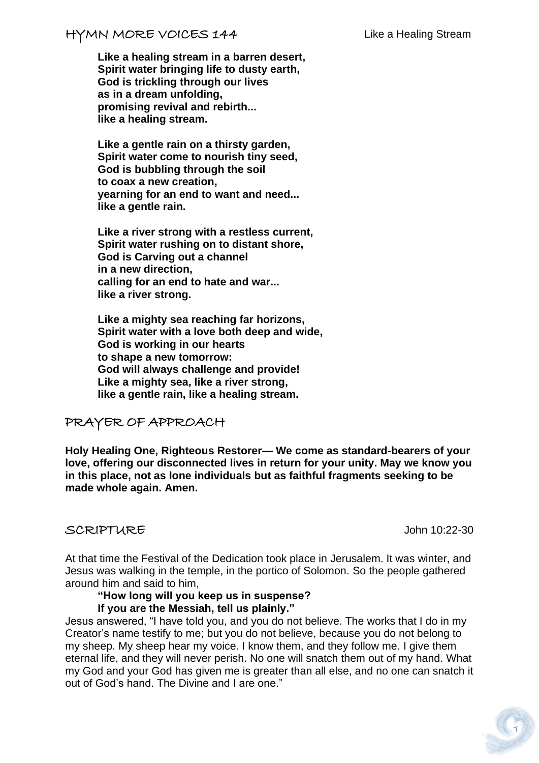## HYMN MORE VOICES 144

Like a Healing Stream

**Like a healing stream in a barren desert,**
**Spirit water bringing life to dusty earth,**
**God is trickling through our lives**
**as in a dream unfolding,**
**promising revival and rebirth...**
**like a healing stream.**

**Like a gentle rain on a thirsty garden,**
**Spirit water come to nourish tiny seed,**
**God is bubbling through the soil**
**to coax a new creation,**
**yearning for an end to want and need...**
**like a gentle rain.**

**Like a river strong with a restless current,**
**Spirit water rushing on to distant shore,**
**God is Carving out a channel**
**in a new direction,**
**calling for an end to hate and war...**
**like a river strong.**

**Like a mighty sea reaching far horizons,**
**Spirit water with a love both deep and wide,**
**God is working in our hearts**
**to shape a new tomorrow:**
**God will always challenge and provide!**
**Like a mighty sea, like a river strong,**
**like a gentle rain, like a healing stream.**

## PRAYER OF APPROACH

**Holy Healing One, Righteous Restorer— We come as standard-bearers of your love, offering our disconnected lives in return for your unity. May we know you in this place, not as lone individuals but as faithful fragments seeking to be made whole again. Amen.**

## SCRIPTURE

John 10:22-30

At that time the Festival of the Dedication took place in Jerusalem. It was winter, and Jesus was walking in the temple, in the portico of Solomon. So the people gathered around him and said to him,

**"How long will you keep us in suspense?**
**If you are the Messiah, tell us plainly."**

Jesus answered, "I have told you, and you do not believe. The works that I do in my Creator's name testify to me; but you do not believe, because you do not belong to my sheep. My sheep hear my voice. I know them, and they follow me. I give them eternal life, and they will never perish. No one will snatch them out of my hand. What my God and your God has given me is greater than all else, and no one can snatch it out of God's hand. The Divine and I are one."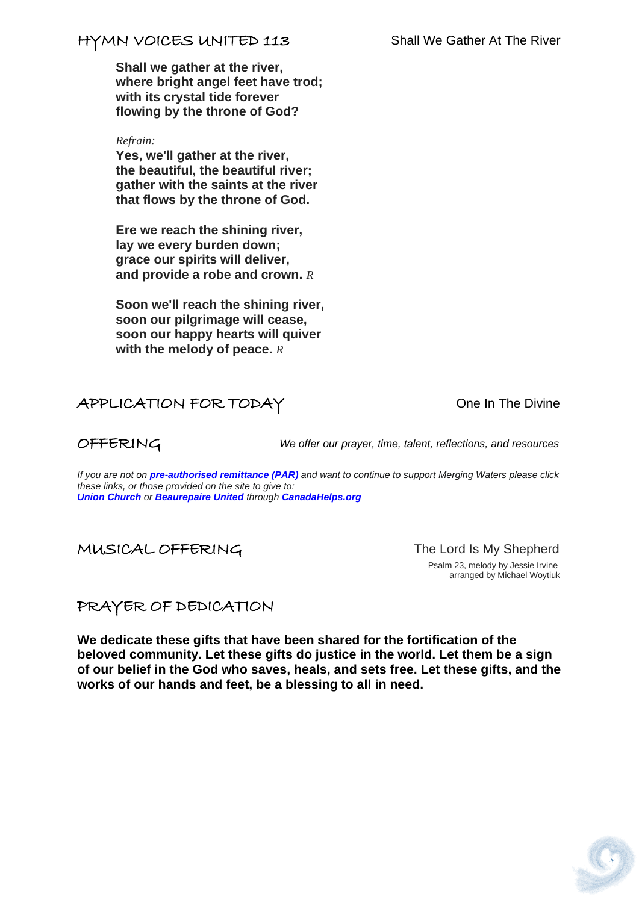## HYMN VOICES UNITED 113

Shall We Gather At The River

**Shall we gather at the river,**
**where bright angel feet have trod;**
**with its crystal tide forever**
**flowing by the throne of God?**

*Refrain:*
**Yes, we'll gather at the river,**
**the beautiful, the beautiful river;**
**gather with the saints at the river**
**that flows by the throne of God.**

**Ere we reach the shining river,**
**lay we every burden down;**
**grace our spirits will deliver,**
**and provide a robe and crown.** *R*

**Soon we'll reach the shining river,**
**soon our pilgrimage will cease,**
**soon our happy hearts will quiver**
**with the melody of peace.** *R*

## APPLICATION FOR TODAY

One In The Divine

## OFFERING

*We offer our prayer, time, talent, reflections, and resources*

*If you are not on* ***pre-authorised remittance (PAR)*** *and want to continue to support Merging Waters please click these links, or those provided on the site to give to:*
***Union Church*** *or* ***Beaurepaire United*** *through* ***CanadaHelps.org***

## MUSICAL OFFERING

The Lord Is My Shepherd

Psalm 23, melody by Jessie Irvine
arranged by Michael Woytiuk

## PRAYER OF DEDICATION

**We dedicate these gifts that have been shared for the fortification of the beloved community. Let these gifts do justice in the world. Let them be a sign of our belief in the God who saves, heals, and sets free. Let these gifts, and the works of our hands and feet, be a blessing to all in need.**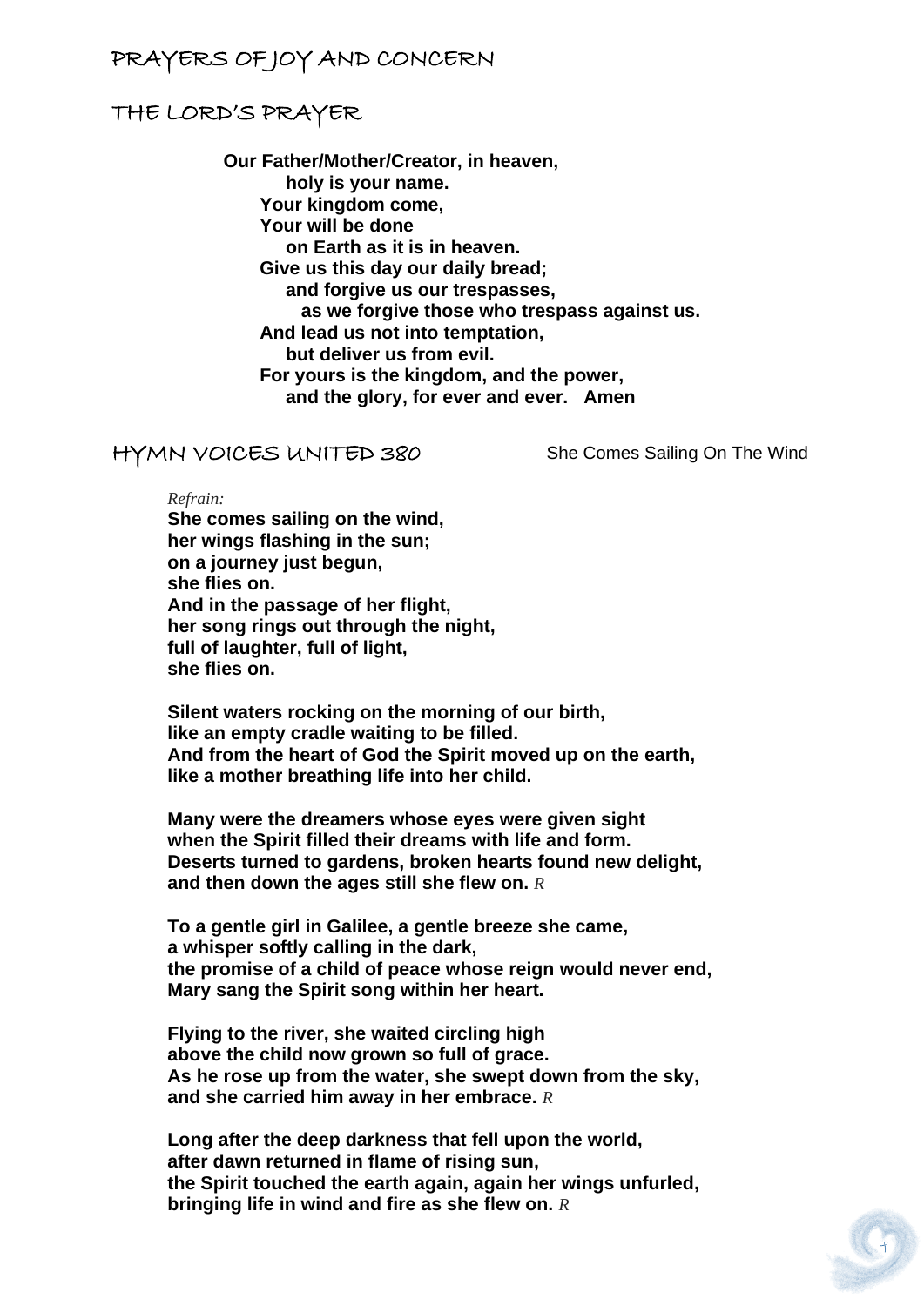## PRAYERS OF JOY AND CONCERN

## THE LORD'S PRAYER

**Our Father/Mother/Creator, in heaven,**
**holy is your name.**
**Your kingdom come,**
**Your will be done**
**on Earth as it is in heaven.**
**Give us this day our daily bread;**
**and forgive us our trespasses,**
**as we forgive those who trespass against us.**
**And lead us not into temptation,**
**but deliver us from evil.**
**For yours is the kingdom, and the power,**
**and the glory, for ever and ever. Amen**

## HYMN VOICES UNITED 380

She Comes Sailing On The Wind

*Refrain:*
**She comes sailing on the wind,**
**her wings flashing in the sun;**
**on a journey just begun,**
**she flies on.**
**And in the passage of her flight,**
**her song rings out through the night,**
**full of laughter, full of light,**
**she flies on.**

**Silent waters rocking on the morning of our birth,**
**like an empty cradle waiting to be filled.**
**And from the heart of God the Spirit moved up on the earth,**
**like a mother breathing life into her child.**

**Many were the dreamers whose eyes were given sight**
**when the Spirit filled their dreams with life and form.**
**Deserts turned to gardens, broken hearts found new delight,**
**and then down the ages still she flew on.** *R*

**To a gentle girl in Galilee, a gentle breeze she came,**
**a whisper softly calling in the dark,**
**the promise of a child of peace whose reign would never end,**
**Mary sang the Spirit song within her heart.**

**Flying to the river, she waited circling high**
**above the child now grown so full of grace.**
**As he rose up from the water, she swept down from the sky,**
**and she carried him away in her embrace.** *R*

**Long after the deep darkness that fell upon the world,**
**after dawn returned in flame of rising sun,**
**the Spirit touched the earth again, again her wings unfurled,**
**bringing life in wind and fire as she flew on.** *R*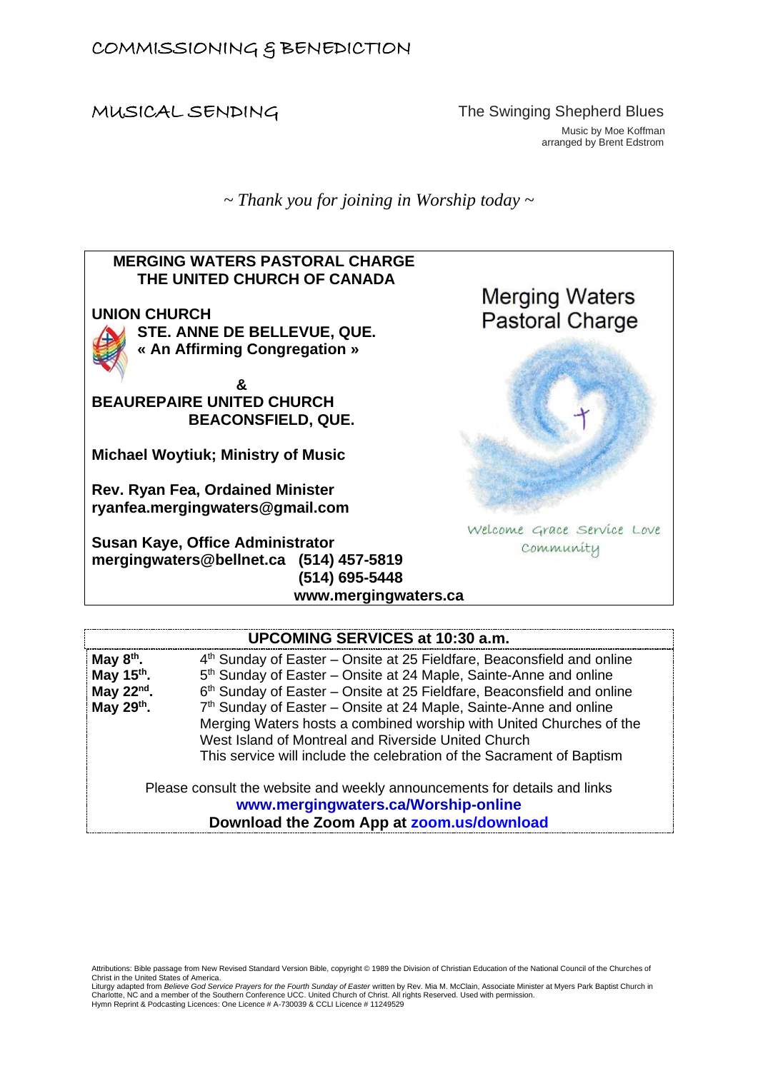## COMMISSIONING & BENEDICTION

## MUSICAL SENDING

The Swinging Shepherd Blues

Music by Moe Koffman
arranged by Brent Edstrom

*~ Thank you for joining in Worship today ~*

**MERGING WATERS PASTORAL CHARGE**
**THE UNITED CHURCH OF CANADA**

**UNION CHURCH**
**STE. ANNE DE BELLEVUE, QUE.**
**« An Affirming Congregation »**

**&**

**BEAUREPAIRE UNITED CHURCH**
**BEACONSFIELD, QUE.**

**Michael Woytiuk; Ministry of Music**

**Rev. Ryan Fea, Ordained Minister**
**ryanfea.mergingwaters@gmail.com**

**Susan Kaye, Office Administrator**
**mergingwaters@bellnet.ca (514) 457-5819**
**(514) 695-5448**
**www.mergingwaters.ca**

Merging Waters Pastoral Charge

Welcome Grace Service Love Community

**UPCOMING SERVICES at 10:30 a.m.**

| | |
|---|---|
| **May 8th.** | 4th Sunday of Easter – Onsite at 25 Fieldfare, Beaconsfield and online |
| **May 15th.** | 5th Sunday of Easter – Onsite at 24 Maple, Sainte-Anne and online |
| **May 22nd.** | 6th Sunday of Easter – Onsite at 25 Fieldfare, Beaconsfield and online |
| **May 29th.** | 7th Sunday of Easter – Onsite at 24 Maple, Sainte-Anne and online. Merging Waters hosts a combined worship with United Churches of the West Island of Montreal and Riverside United Church. This service will include the celebration of the Sacrament of Baptism |

Please consult the website and weekly announcements for details and links
**www.mergingwaters.ca/Worship-online**
**Download the Zoom App at zoom.us/download**

Attributions: Bible passage from New Revised Standard Version Bible, copyright © 1989 the Division of Christian Education of the National Council of the Churches of Christ in the United States of America.
Liturgy adapted from *Believe God Service Prayers for the Fourth Sunday of Easter* written by Rev. Mia M. McClain, Associate Minister at Myers Park Baptist Church in Charlotte, NC and a member of the Southern Conference UCC. United Church of Christ. All rights Reserved. Used with permission.
Hymn Reprint & Podcasting Licences: One Licence # A-730039 & CCLI Licence # 11249529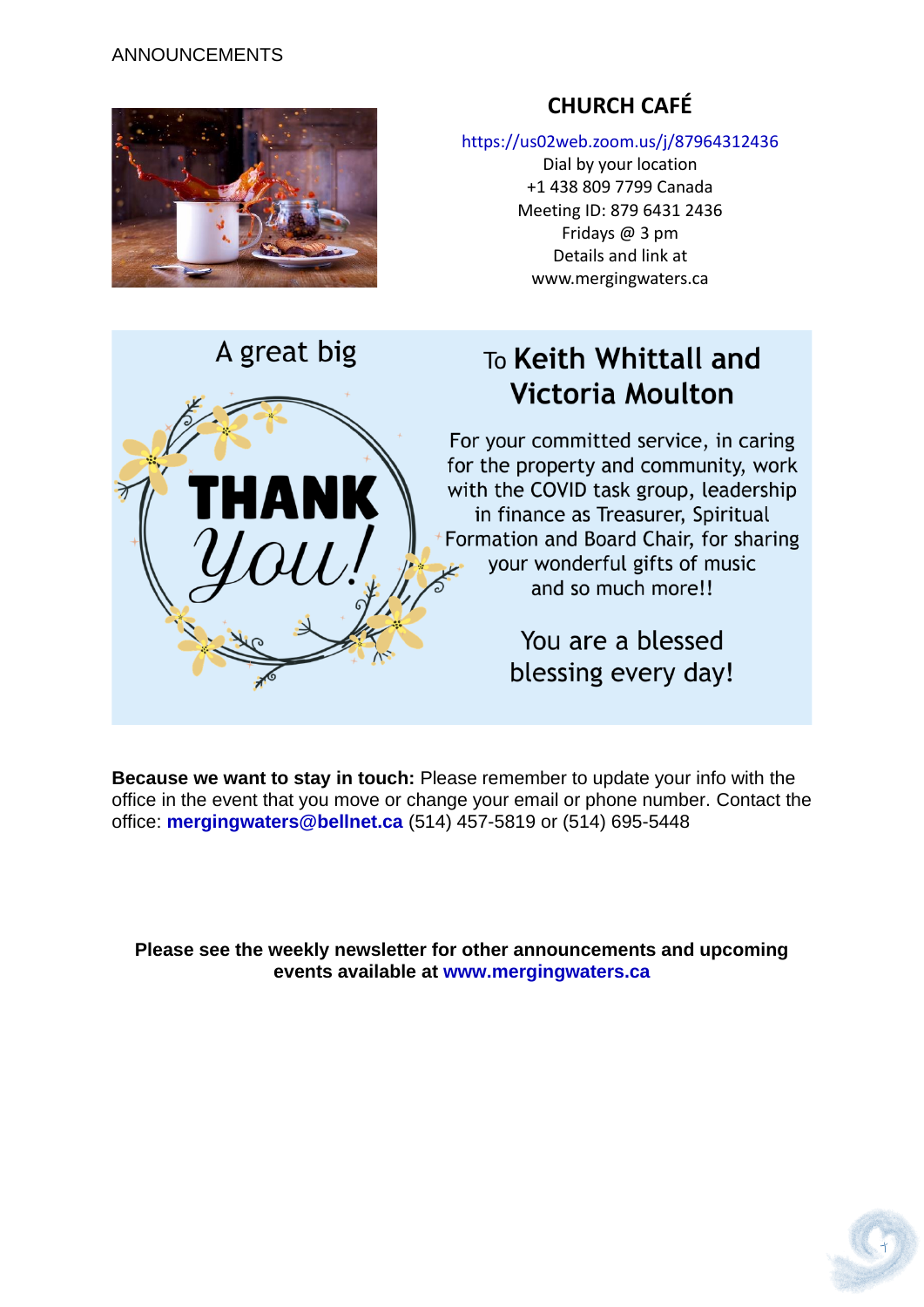ANNOUNCEMENTS

## CHURCH CAFÉ

https://us02web.zoom.us/j/87964312436
Dial by your location
+1 438 809 7799 Canada
Meeting ID: 879 6431 2436
Fridays @ 3 pm
Details and link at
www.mergingwaters.ca

A great big

THANK you!

To **Keith Whittall and Victoria Moulton**

For your committed service, in caring for the property and community, work with the COVID task group, leadership in finance as Treasurer, Spiritual Formation and Board Chair, for sharing your wonderful gifts of music and so much more!!

You are a blessed blessing every day!

**Because we want to stay in touch:** Please remember to update your info with the office in the event that you move or change your email or phone number. Contact the office: **mergingwaters@bellnet.ca** (514) 457-5819 or (514) 695-5448

**Please see the weekly newsletter for other announcements and upcoming events available at www.mergingwaters.ca**